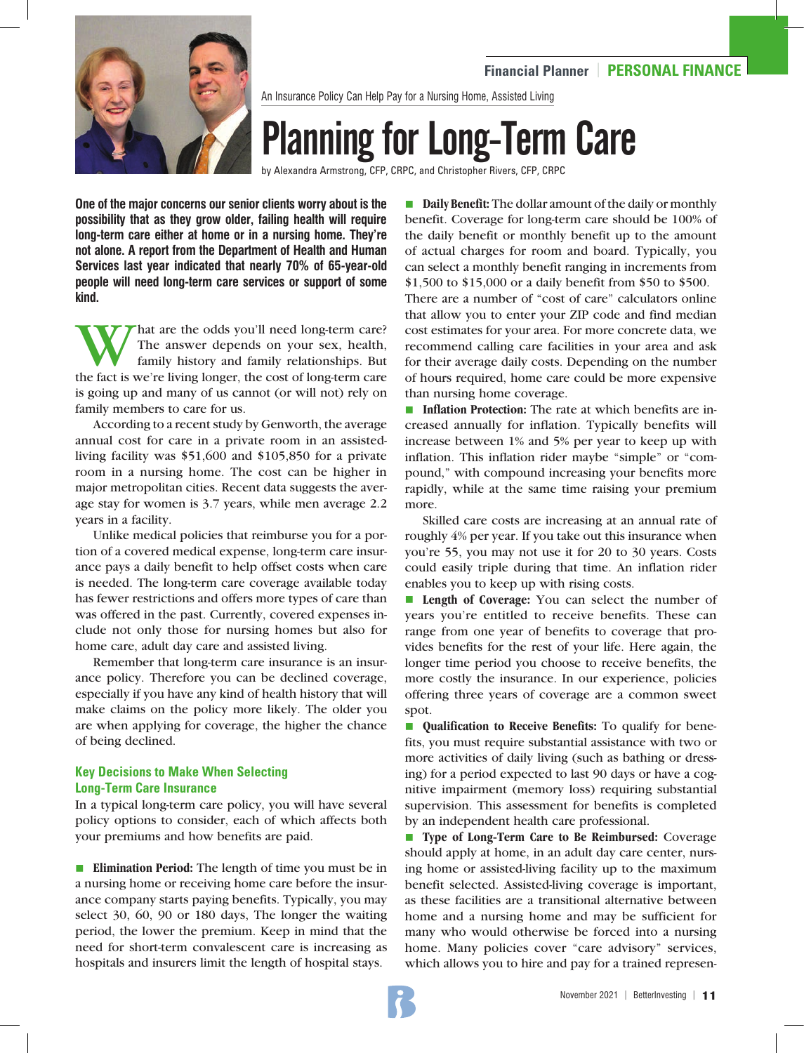An Insurance Policy Can Help Pay for a Nursing Home, Assisted Living

# Planning for Long-Term Care

by Alexandra Armstrong, CFP, CRPC, and Christopher Rivers, CFP, CRPC

**One of the major concerns our senior clients worry about is the possibility that as they grow older, failing health will require long-term care either at home or in a nursing home. They're not alone. A report from the Department of Health and Human Services last year indicated that nearly 70% of 65-year-old people will need long-term care services or support of some kind.**

What are the odds you'll need long-term care? The answer depends on your sex, health, family history and family relationships. But the fact is we're living longer, the cost of long-term care is going up and many of us cannot (or will not) rely on family members to care for us.

According to a recent study by Genworth, the average annual cost for care in a private room in an assisted-living facility was $51,600 and $105,850 for a private room in a nursing home. The cost can be higher in major metropolitan cities. Recent data suggests the average stay for women is 3.7 years, while men average 2.2 years in a facility.

Unlike medical policies that reimburse you for a portion of a covered medical expense, long-term care insurance pays a daily benefit to help offset costs when care is needed. The long-term care coverage available today has fewer restrictions and offers more types of care than was offered in the past. Currently, covered expenses include not only those for nursing homes but also for home care, adult day care and assisted living.

Remember that long-term care insurance is an insurance policy. Therefore you can be declined coverage, especially if you have any kind of health history that will make claims on the policy more likely. The older you are when applying for coverage, the higher the chance of being declined.

## Key Decisions to Make When Selecting Long-Term Care Insurance

In a typical long-term care policy, you will have several policy options to consider, each of which affects both your premiums and how benefits are paid.

- **Elimination Period:** The length of time you must be in a nursing home or receiving home care before the insurance company starts paying benefits. Typically, you may select 30, 60, 90 or 180 days, The longer the waiting period, the lower the premium. Keep in mind that the need for short-term convalescent care is increasing as hospitals and insurers limit the length of hospital stays.

- **Daily Benefit:** The dollar amount of the daily or monthly benefit. Coverage for long-term care should be 100% of the daily benefit or monthly benefit up to the amount of actual charges for room and board. Typically, you can select a monthly benefit ranging in increments from $1,500 to $15,000 or a daily benefit from $50 to $500. There are a number of "cost of care" calculators online that allow you to enter your ZIP code and find median cost estimates for your area. For more concrete data, we recommend calling care facilities in your area and ask for their average daily costs. Depending on the number of hours required, home care could be more expensive than nursing home coverage.

- **Inflation Protection:** The rate at which benefits are increased annually for inflation. Typically benefits will increase between 1% and 5% per year to keep up with inflation. This inflation rider maybe "simple" or "compound," with compound increasing your benefits more rapidly, while at the same time raising your premium more.

Skilled care costs are increasing at an annual rate of roughly 4% per year. If you take out this insurance when you're 55, you may not use it for 20 to 30 years. Costs could easily triple during that time. An inflation rider enables you to keep up with rising costs.

- **Length of Coverage:** You can select the number of years you're entitled to receive benefits. These can range from one year of benefits to coverage that provides benefits for the rest of your life. Here again, the longer time period you choose to receive benefits, the more costly the insurance. In our experience, policies offering three years of coverage are a common sweet spot.

- **Qualification to Receive Benefits:** To qualify for benefits, you must require substantial assistance with two or more activities of daily living (such as bathing or dressing) for a period expected to last 90 days or have a cognitive impairment (memory loss) requiring substantial supervision. This assessment for benefits is completed by an independent health care professional.

- **Type of Long-Term Care to Be Reimbursed:** Coverage should apply at home, in an adult day care center, nursing home or assisted-living facility up to the maximum benefit selected. Assisted-living coverage is important, as these facilities are a transitional alternative between home and a nursing home and may be sufficient for many who would otherwise be forced into a nursing home. Many policies cover "care advisory" services, which allows you to hire and pay for a trained represen-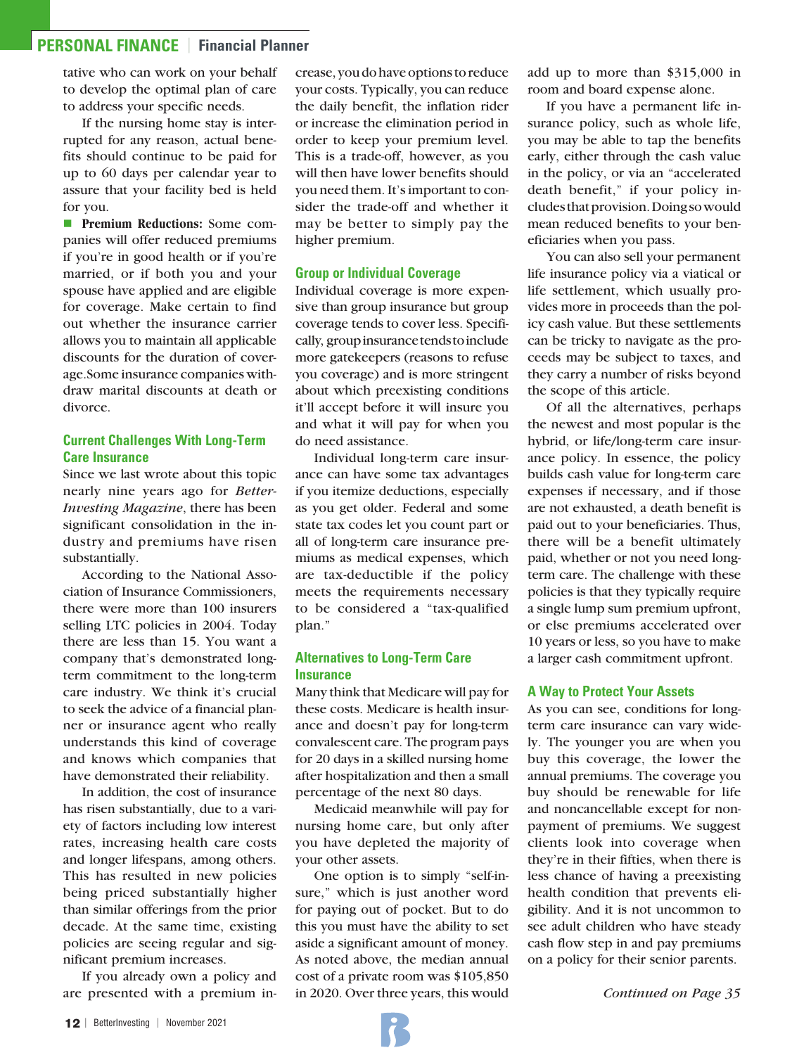tative who can work on your behalf to develop the optimal plan of care to address your specific needs.

If the nursing home stay is interrupted for any reason, actual benefits should continue to be paid for up to 60 days per calendar year to assure that your facility bed is held for you.

- **Premium Reductions:** Some companies will offer reduced premiums if you're in good health or if you're married, or if both you and your spouse have applied and are eligible for coverage. Make certain to find out whether the insurance carrier allows you to maintain all applicable discounts for the duration of coverage.Some insurance companies withdraw marital discounts at death or divorce.

### Current Challenges With Long-Term Care Insurance

Since we last wrote about this topic nearly nine years ago for *Better-Investing Magazine*, there has been significant consolidation in the industry and premiums have risen substantially.

According to the National Association of Insurance Commissioners, there were more than 100 insurers selling LTC policies in 2004. Today there are less than 15. You want a company that's demonstrated long-term commitment to the long-term care industry. We think it's crucial to seek the advice of a financial planner or insurance agent who really understands this kind of coverage and knows which companies that have demonstrated their reliability.

In addition, the cost of insurance has risen substantially, due to a variety of factors including low interest rates, increasing health care costs and longer lifespans, among others. This has resulted in new policies being priced substantially higher than similar offerings from the prior decade. At the same time, existing policies are seeing regular and significant premium increases.

If you already own a policy and are presented with a premium increase, you do have options to reduce your costs. Typically, you can reduce the daily benefit, the inflation rider or increase the elimination period in order to keep your premium level. This is a trade-off, however, as you will then have lower benefits should you need them. It's important to consider the trade-off and whether it may be better to simply pay the higher premium.

### Group or Individual Coverage

Individual coverage is more expensive than group insurance but group coverage tends to cover less. Specifically, group insurance tends to include more gatekeepers (reasons to refuse you coverage) and is more stringent about which preexisting conditions it'll accept before it will insure you and what it will pay for when you do need assistance.

Individual long-term care insurance can have some tax advantages if you itemize deductions, especially as you get older. Federal and some state tax codes let you count part or all of long-term care insurance premiums as medical expenses, which are tax-deductible if the policy meets the requirements necessary to be considered a "tax-qualified plan."

### Alternatives to Long-Term Care Insurance

Many think that Medicare will pay for these costs. Medicare is health insurance and doesn't pay for long-term convalescent care. The program pays for 20 days in a skilled nursing home after hospitalization and then a small percentage of the next 80 days.

Medicaid meanwhile will pay for nursing home care, but only after you have depleted the majority of your other assets.

One option is to simply "self-insure," which is just another word for paying out of pocket. But to do this you must have the ability to set aside a significant amount of money. As noted above, the median annual cost of a private room was $105,850 in 2020. Over three years, this would add up to more than $315,000 in room and board expense alone.

If you have a permanent life insurance policy, such as whole life, you may be able to tap the benefits early, either through the cash value in the policy, or via an "accelerated death benefit," if your policy includes that provision. Doing so would mean reduced benefits to your beneficiaries when you pass.

You can also sell your permanent life insurance policy via a viatical or life settlement, which usually provides more in proceeds than the policy cash value. But these settlements can be tricky to navigate as the proceeds may be subject to taxes, and they carry a number of risks beyond the scope of this article.

Of all the alternatives, perhaps the newest and most popular is the hybrid, or life/long-term care insurance policy. In essence, the policy builds cash value for long-term care expenses if necessary, and if those are not exhausted, a death benefit is paid out to your beneficiaries. Thus, there will be a benefit ultimately paid, whether or not you need long-term care. The challenge with these policies is that they typically require a single lump sum premium upfront, or else premiums accelerated over 10 years or less, so you have to make a larger cash commitment upfront.

### A Way to Protect Your Assets

As you can see, conditions for long-term care insurance can vary widely. The younger you are when you buy this coverage, the lower the annual premiums. The coverage you buy should be renewable for life and noncancellable except for non-payment of premiums. We suggest clients look into coverage when they're in their fifties, when there is less chance of having a preexisting health condition that prevents eligibility. And it is not uncommon to see adult children who have steady cash flow step in and pay premiums on a policy for their senior parents.

*Continued on Page 35*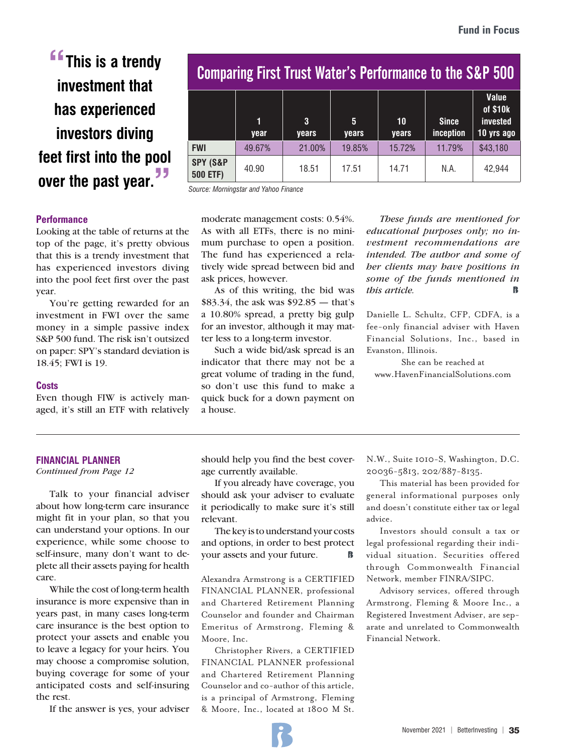> "This is a trendy investment that has experienced investors diving feet first into the pool over the past year."

## Comparing First Trust Water's Performance to the S&P 500

| | 1 year | 3 years | 5 years | 10 years | Since inception | Value of $10k invested 10 yrs ago |
|---|---|---|---|---|---|---|
| FWI | 49.67% | 21.00% | 19.85% | 15.72% | 11.79% | $43,180 |
| SPY (S&P 500 ETF) | 40.90 | 18.51 | 17.51 | 14.71 | N.A. | 42,944 |

*Source: Morningstar and Yahoo Finance*

### Performance

Looking at the table of returns at the top of the page, it's pretty obvious that this is a trendy investment that has experienced investors diving into the pool feet first over the past year.

You're getting rewarded for an investment in FWI over the same money in a simple passive index S&P 500 fund. The risk isn't outsized on paper: SPY's standard deviation is 18.45; FWI is 19.

### Costs

Even though FIW is actively managed, it's still an ETF with relatively moderate management costs: 0.54%. As with all ETFs, there is no minimum purchase to open a position. The fund has experienced a relatively wide spread between bid and ask prices, however.

As of this writing, the bid was $83.34, the ask was $92.85 — that's a 10.80% spread, a pretty big gulp for an investor, although it may matter less to a long-term investor.

Such a wide bid/ask spread is an indicator that there may not be a great volume of trading in the fund, so don't use this fund to make a quick buck for a down payment on a house.

*These funds are mentioned for educational purposes only; no investment recommendations are intended. The author and some of her clients may have positions in some of the funds mentioned in this article.*

Danielle L. Schultz, CFP, CDFA, is a fee-only financial adviser with Haven Financial Solutions, Inc., based in Evanston, Illinois.

She can be reached at www.HavenFinancialSolutions.com

---

### FINANCIAL PLANNER

*Continued from Page 12*

Talk to your financial adviser about how long-term care insurance might fit in your plan, so that you can understand your options. In our experience, while some choose to self-insure, many don't want to deplete all their assets paying for health care.

While the cost of long-term health insurance is more expensive than in years past, in many cases long-term care insurance is the best option to protect your assets and enable you to leave a legacy for your heirs. You may choose a compromise solution, buying coverage for some of your anticipated costs and self-insuring the rest.

If the answer is yes, your adviser should help you find the best coverage currently available.

If you already have coverage, you should ask your adviser to evaluate it periodically to make sure it's still relevant.

The key is to understand your costs and options, in order to best protect your assets and your future.

Alexandra Armstrong is a CERTIFIED FINANCIAL PLANNER, professional and Chartered Retirement Planning Counselor and founder and Chairman Emeritus of Armstrong, Fleming & Moore, Inc.

Christopher Rivers, a CERTIFIED FINANCIAL PLANNER professional and Chartered Retirement Planning Counselor and co-author of this article, is a principal of Armstrong, Fleming & Moore, Inc., located at 1800 M St. N.W., Suite 1010-S, Washington, D.C. 20036-5813, 202/887-8135.

This material has been provided for general informational purposes only and doesn't constitute either tax or legal advice.

Investors should consult a tax or legal professional regarding their individual situation. Securities offered through Commonwealth Financial Network, member FINRA/SIPC.

Advisory services, offered through Armstrong, Fleming & Moore Inc., a Registered Investment Adviser, are separate and unrelated to Commonwealth Financial Network.